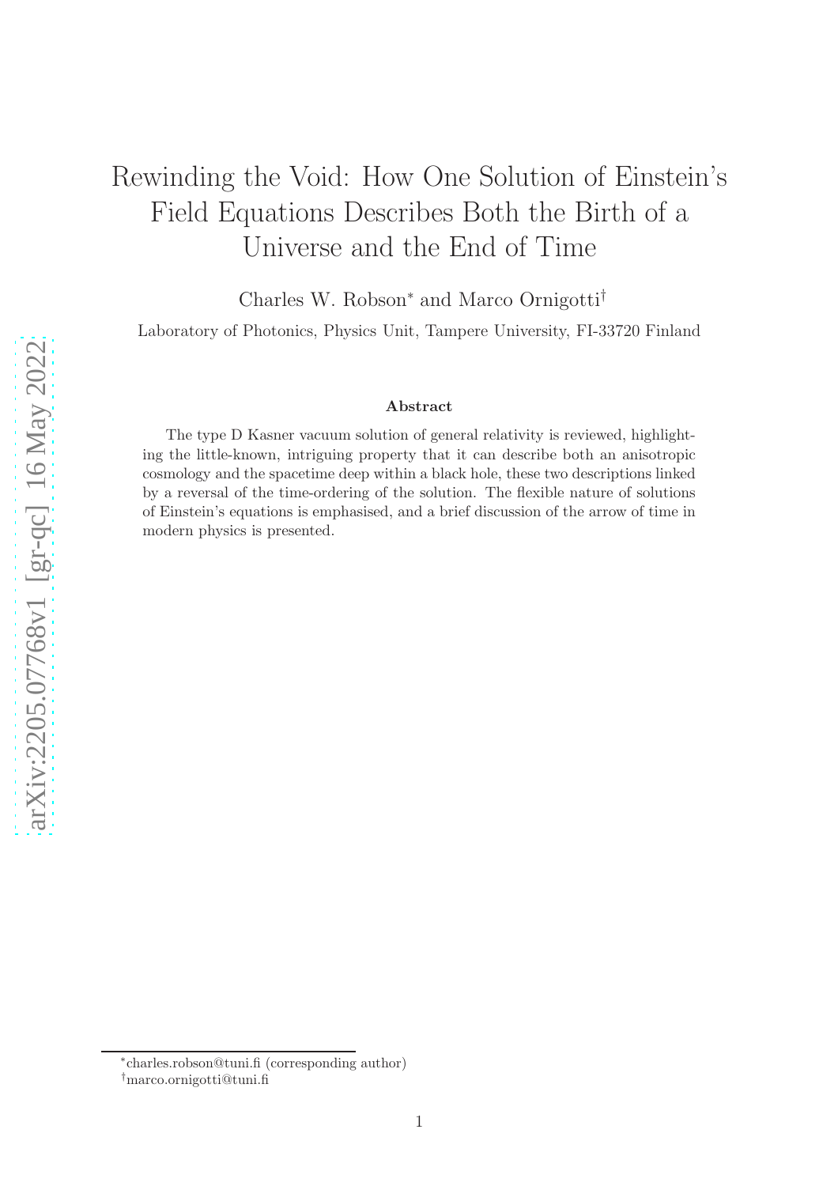# Rewinding the Void: How One Solution of Einstein's Field Equations Describes Both the Birth of a Universe and the End of Time

Charles W. Robson[*] and Marco Ornigotti[†]

Laboratory of Photonics, Physics Unit, Tampere University, FI-33720 Finland

**Abstract**

The type D Kasner vacuum solution of general relativity is reviewed, highlighting the little-known, intriguing property that it can describe both an anisotropic cosmology and the spacetime deep within a black hole, these two descriptions linked by a reversal of the time-ordering of the solution. The flexible nature of solutions of Einstein's equations is emphasised, and a brief discussion of the arrow of time in modern physics is presented.

[*] charles.robson@tuni.fi (corresponding author)
[†] marco.ornigotti@tuni.fi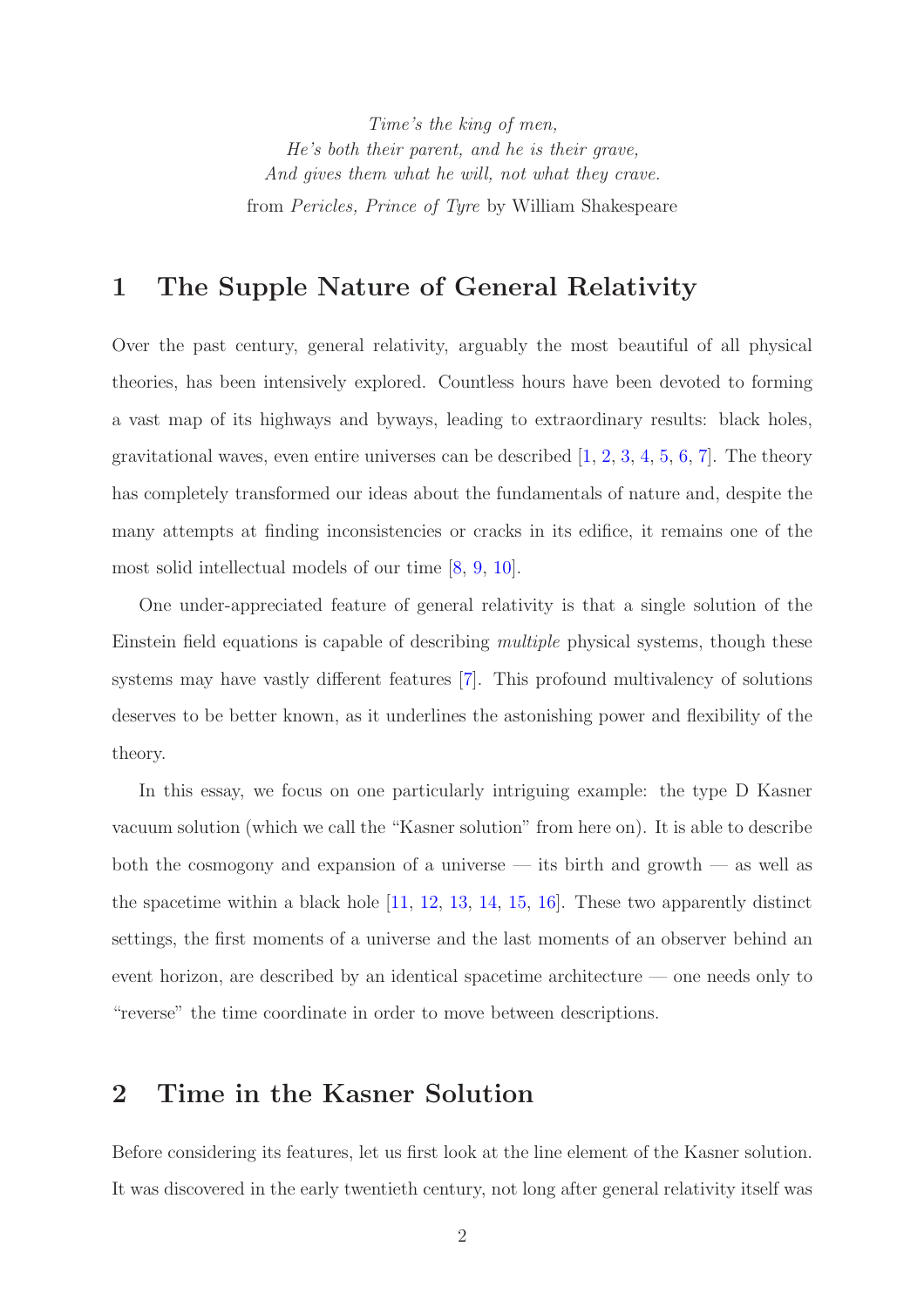*Time's the king of men,*
*He's both their parent, and he is their grave,*
*And gives them what he will, not what they crave.*
from *Pericles, Prince of Tyre* by William Shakespeare

# 1 The Supple Nature of General Relativity

Over the past century, general relativity, arguably the most beautiful of all physical theories, has been intensively explored. Countless hours have been devoted to forming a vast map of its highways and byways, leading to extraordinary results: black holes, gravitational waves, even entire universes can be described [1, 2, 3, 4, 5, 6, 7]. The theory has completely transformed our ideas about the fundamentals of nature and, despite the many attempts at finding inconsistencies or cracks in its edifice, it remains one of the most solid intellectual models of our time [8, 9, 10].

One under-appreciated feature of general relativity is that a single solution of the Einstein field equations is capable of describing *multiple* physical systems, though these systems may have vastly different features [7]. This profound multivalency of solutions deserves to be better known, as it underlines the astonishing power and flexibility of the theory.

In this essay, we focus on one particularly intriguing example: the type D Kasner vacuum solution (which we call the "Kasner solution" from here on). It is able to describe both the cosmogony and expansion of a universe — its birth and growth — as well as the spacetime within a black hole [11, 12, 13, 14, 15, 16]. These two apparently distinct settings, the first moments of a universe and the last moments of an observer behind an event horizon, are described by an identical spacetime architecture — one needs only to "reverse" the time coordinate in order to move between descriptions.

# 2 Time in the Kasner Solution

Before considering its features, let us first look at the line element of the Kasner solution. It was discovered in the early twentieth century, not long after general relativity itself was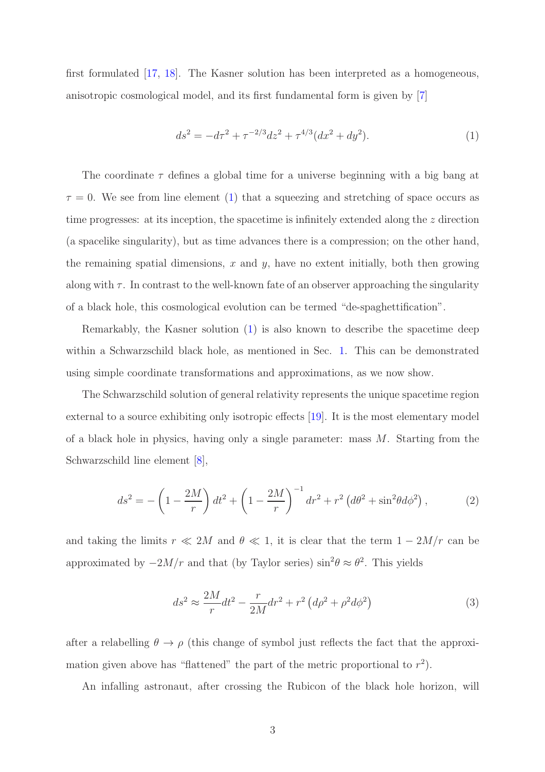first formulated [17, 18]. The Kasner solution has been interpreted as a homogeneous, anisotropic cosmological model, and its first fundamental form is given by [7]

$$ds^2 = -d\tau^2 + \tau^{-2/3}dz^2 + \tau^{4/3}(dx^2 + dy^2). \tag{1}$$

The coordinate $\tau$ defines a global time for a universe beginning with a big bang at $\tau = 0$. We see from line element (1) that a squeezing and stretching of space occurs as time progresses: at its inception, the spacetime is infinitely extended along the $z$ direction (a spacelike singularity), but as time advances there is a compression; on the other hand, the remaining spatial dimensions, $x$ and $y$, have no extent initially, both then growing along with $\tau$. In contrast to the well-known fate of an observer approaching the singularity of a black hole, this cosmological evolution can be termed "de-spaghettification".

Remarkably, the Kasner solution (1) is also known to describe the spacetime deep within a Schwarzschild black hole, as mentioned in Sec. 1. This can be demonstrated using simple coordinate transformations and approximations, as we now show.

The Schwarzschild solution of general relativity represents the unique spacetime region external to a source exhibiting only isotropic effects [19]. It is the most elementary model of a black hole in physics, having only a single parameter: mass $M$. Starting from the Schwarzschild line element [8],

$$ds^2 = -\left(1 - \frac{2M}{r}\right)dt^2 + \left(1 - \frac{2M}{r}\right)^{-1}dr^2 + r^2\left(d\theta^2 + \sin^2\theta d\phi^2\right), \tag{2}$$

and taking the limits $r \ll 2M$ and $\theta \ll 1$, it is clear that the term $1 - 2M/r$ can be approximated by $-2M/r$ and that (by Taylor series) $\sin^2\theta \approx \theta^2$. This yields

$$ds^2 \approx \frac{2M}{r}dt^2 - \frac{r}{2M}dr^2 + r^2\left(d\rho^2 + \rho^2 d\phi^2\right) \tag{3}$$

after a relabelling $\theta \to \rho$ (this change of symbol just reflects the fact that the approximation given above has "flattened" the part of the metric proportional to $r^2$).

An infalling astronaut, after crossing the Rubicon of the black hole horizon, will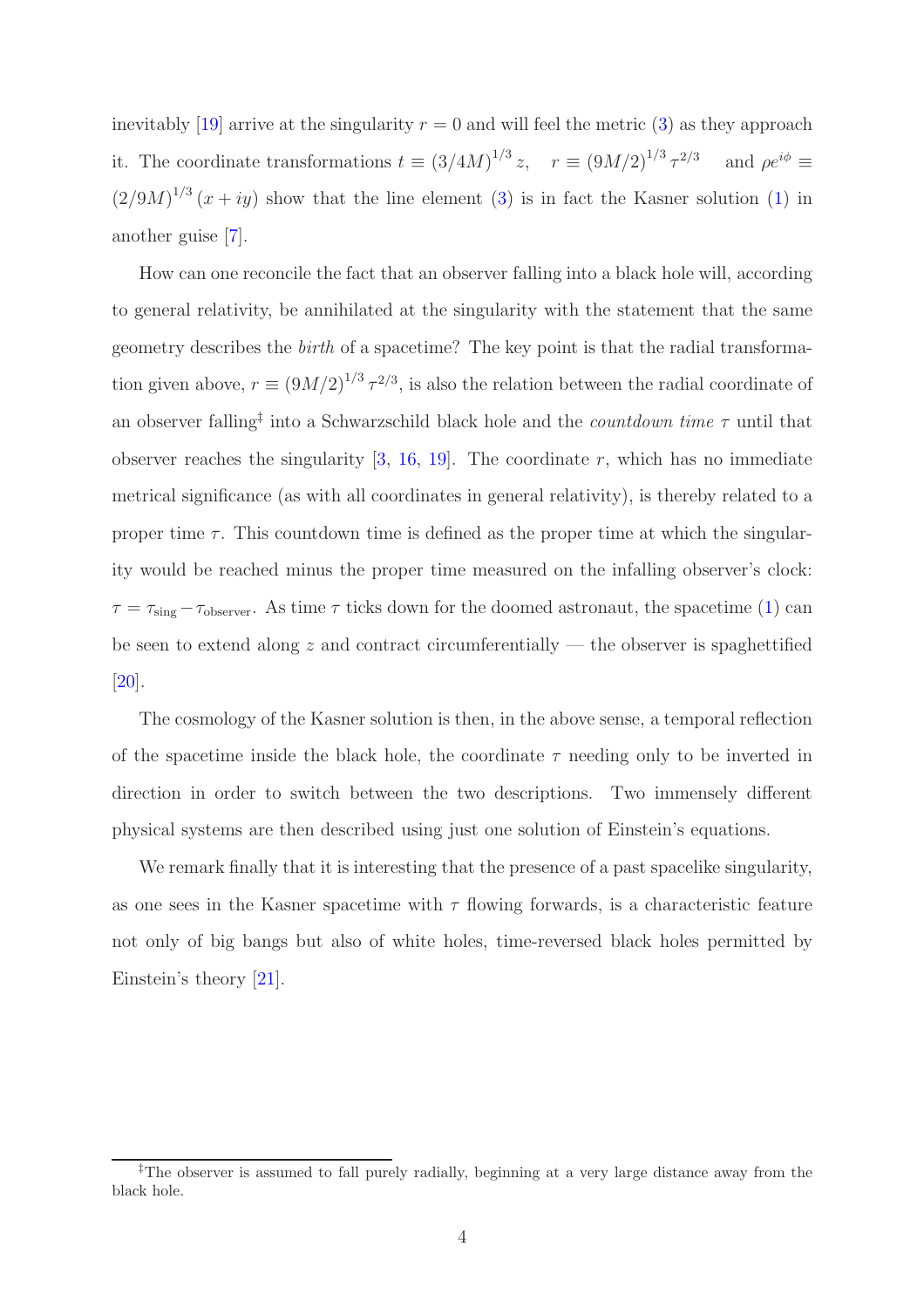inevitably [19] arrive at the singularity $r = 0$ and will feel the metric (3) as they approach it. The coordinate transformations $t \equiv (3/4M)^{1/3}\, z$, $\quad r \equiv (9M/2)^{1/3}\, \tau^{2/3}$ $\quad$ and $\rho e^{i\phi} \equiv (2/9M)^{1/3}\,(x + iy)$ show that the line element (3) is in fact the Kasner solution (1) in another guise [7].

How can one reconcile the fact that an observer falling into a black hole will, according to general relativity, be annihilated at the singularity with the statement that the same geometry describes the *birth* of a spacetime? The key point is that the radial transformation given above, $r \equiv (9M/2)^{1/3}\, \tau^{2/3}$, is also the relation between the radial coordinate of an observer falling[‡] into a Schwarzschild black hole and the *countdown time* $\tau$ until that observer reaches the singularity [3, 16, 19]. The coordinate $r$, which has no immediate metrical significance (as with all coordinates in general relativity), is thereby related to a proper time $\tau$. This countdown time is defined as the proper time at which the singularity would be reached minus the proper time measured on the infalling observer's clock: $\tau = \tau_{\text{sing}} - \tau_{\text{observer}}$. As time $\tau$ ticks down for the doomed astronaut, the spacetime (1) can be seen to extend along $z$ and contract circumferentially — the observer is spaghettified [20].

The cosmology of the Kasner solution is then, in the above sense, a temporal reflection of the spacetime inside the black hole, the coordinate $\tau$ needing only to be inverted in direction in order to switch between the two descriptions. Two immensely different physical systems are then described using just one solution of Einstein's equations.

We remark finally that it is interesting that the presence of a past spacelike singularity, as one sees in the Kasner spacetime with $\tau$ flowing forwards, is a characteristic feature not only of big bangs but also of white holes, time-reversed black holes permitted by Einstein's theory [21].

---

[‡]The observer is assumed to fall purely radially, beginning at a very large distance away from the black hole.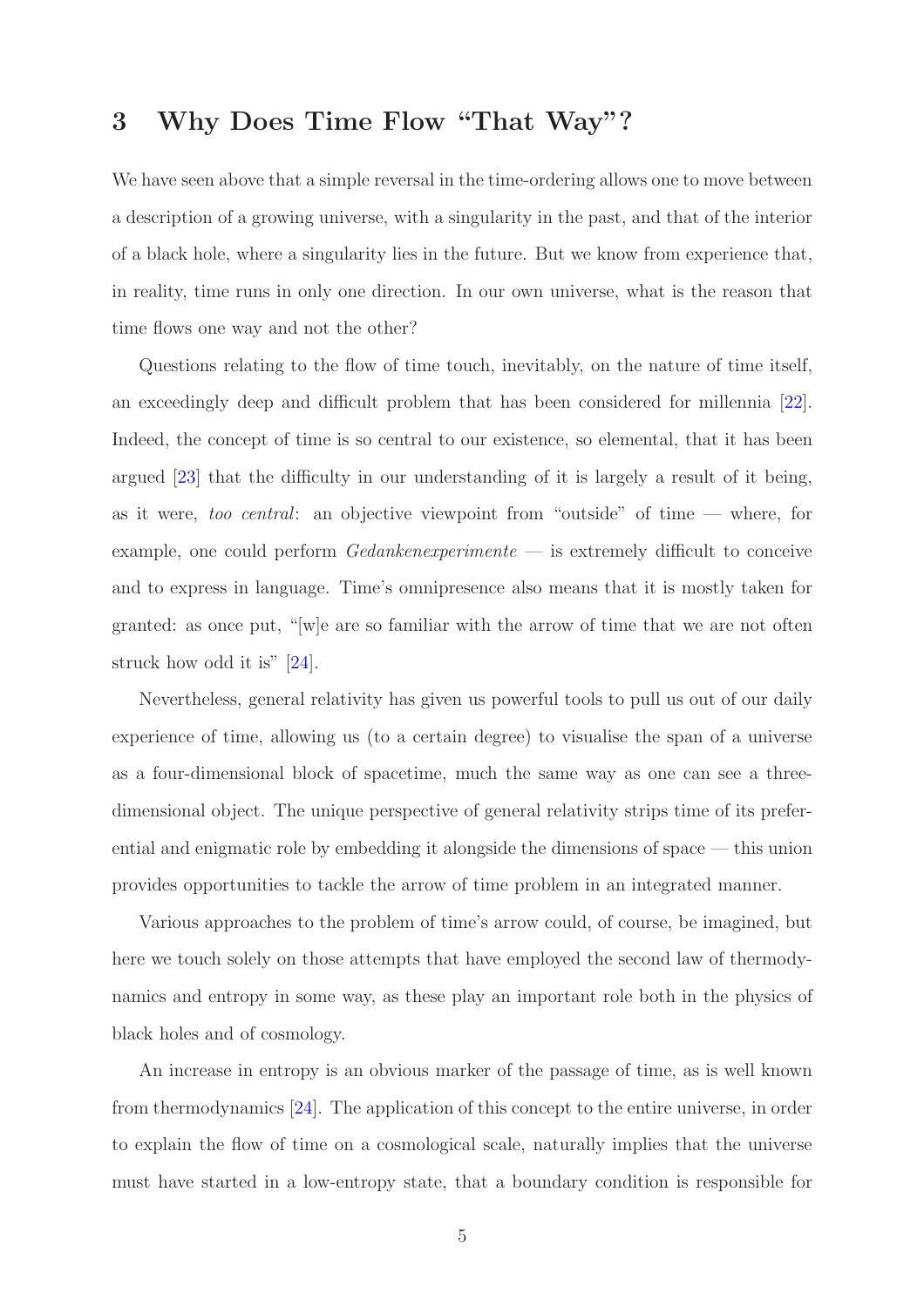## 3 Why Does Time Flow "That Way"?

We have seen above that a simple reversal in the time-ordering allows one to move between a description of a growing universe, with a singularity in the past, and that of the interior of a black hole, where a singularity lies in the future. But we know from experience that, in reality, time runs in only one direction. In our own universe, what is the reason that time flows one way and not the other?

Questions relating to the flow of time touch, inevitably, on the nature of time itself, an exceedingly deep and difficult problem that has been considered for millennia [22]. Indeed, the concept of time is so central to our existence, so elemental, that it has been argued [23] that the difficulty in our understanding of it is largely a result of it being, as it were, *too central*: an objective viewpoint from "outside" of time — where, for example, one could perform *Gedankenexperimente* — is extremely difficult to conceive and to express in language. Time's omnipresence also means that it is mostly taken for granted: as once put, "[w]e are so familiar with the arrow of time that we are not often struck how odd it is" [24].

Nevertheless, general relativity has given us powerful tools to pull us out of our daily experience of time, allowing us (to a certain degree) to visualise the span of a universe as a four-dimensional block of spacetime, much the same way as one can see a three-dimensional object. The unique perspective of general relativity strips time of its preferential and enigmatic role by embedding it alongside the dimensions of space — this union provides opportunities to tackle the arrow of time problem in an integrated manner.

Various approaches to the problem of time's arrow could, of course, be imagined, but here we touch solely on those attempts that have employed the second law of thermodynamics and entropy in some way, as these play an important role both in the physics of black holes and of cosmology.

An increase in entropy is an obvious marker of the passage of time, as is well known from thermodynamics [24]. The application of this concept to the entire universe, in order to explain the flow of time on a cosmological scale, naturally implies that the universe must have started in a low-entropy state, that a boundary condition is responsible for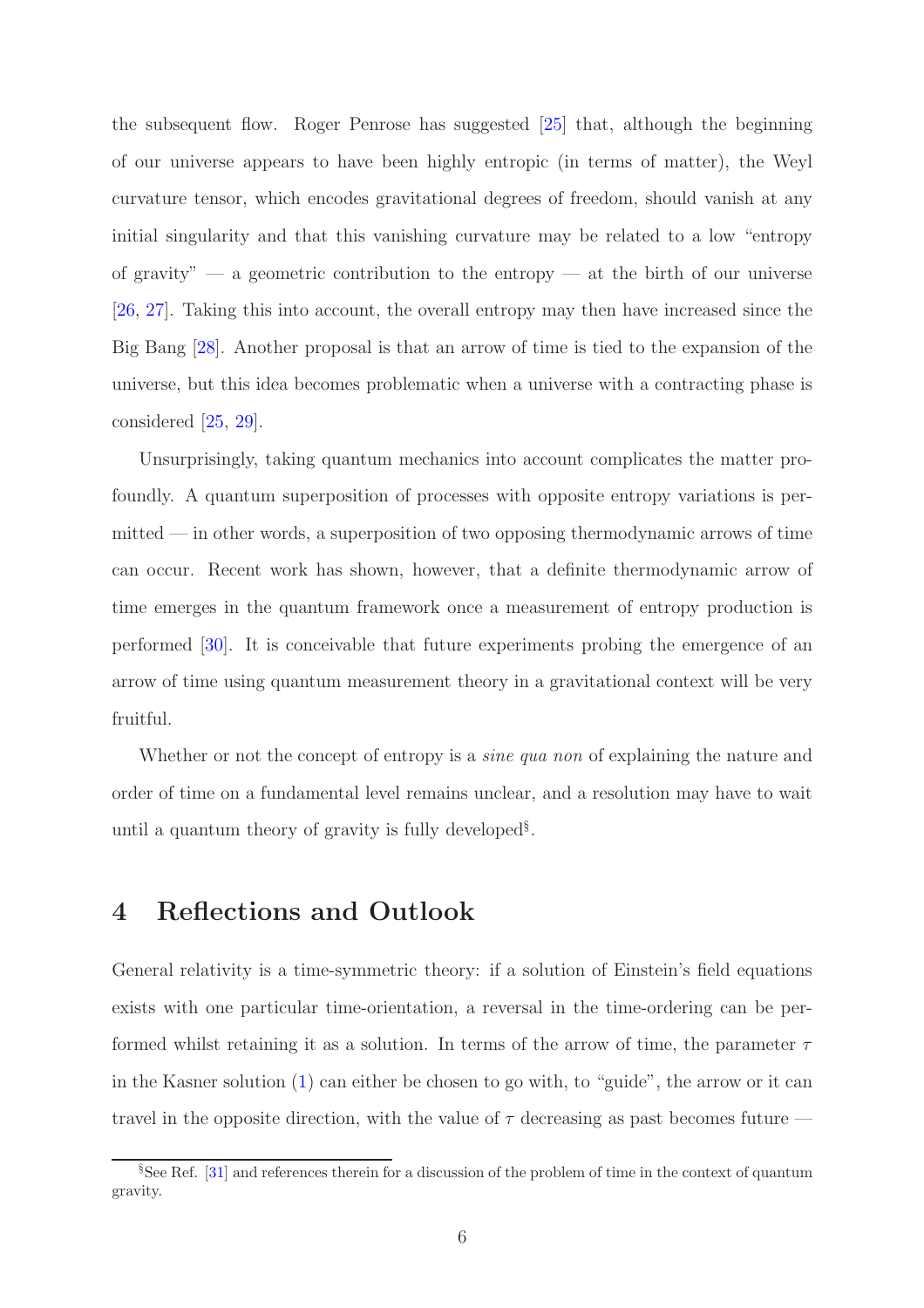the subsequent flow. Roger Penrose has suggested [25] that, although the beginning of our universe appears to have been highly entropic (in terms of matter), the Weyl curvature tensor, which encodes gravitational degrees of freedom, should vanish at any initial singularity and that this vanishing curvature may be related to a low "entropy of gravity" — a geometric contribution to the entropy — at the birth of our universe [26, 27]. Taking this into account, the overall entropy may then have increased since the Big Bang [28]. Another proposal is that an arrow of time is tied to the expansion of the universe, but this idea becomes problematic when a universe with a contracting phase is considered [25, 29].

Unsurprisingly, taking quantum mechanics into account complicates the matter profoundly. A quantum superposition of processes with opposite entropy variations is permitted — in other words, a superposition of two opposing thermodynamic arrows of time can occur. Recent work has shown, however, that a definite thermodynamic arrow of time emerges in the quantum framework once a measurement of entropy production is performed [30]. It is conceivable that future experiments probing the emergence of an arrow of time using quantum measurement theory in a gravitational context will be very fruitful.

Whether or not the concept of entropy is a *sine qua non* of explaining the nature and order of time on a fundamental level remains unclear, and a resolution may have to wait until a quantum theory of gravity is fully developed[§].

## 4 Reflections and Outlook

General relativity is a time-symmetric theory: if a solution of Einstein's field equations exists with one particular time-orientation, a reversal in the time-ordering can be performed whilst retaining it as a solution. In terms of the arrow of time, the parameter $\tau$ in the Kasner solution (1) can either be chosen to go with, to "guide", the arrow or it can travel in the opposite direction, with the value of $\tau$ decreasing as past becomes future —

[§] See Ref. [31] and references therein for a discussion of the problem of time in the context of quantum gravity.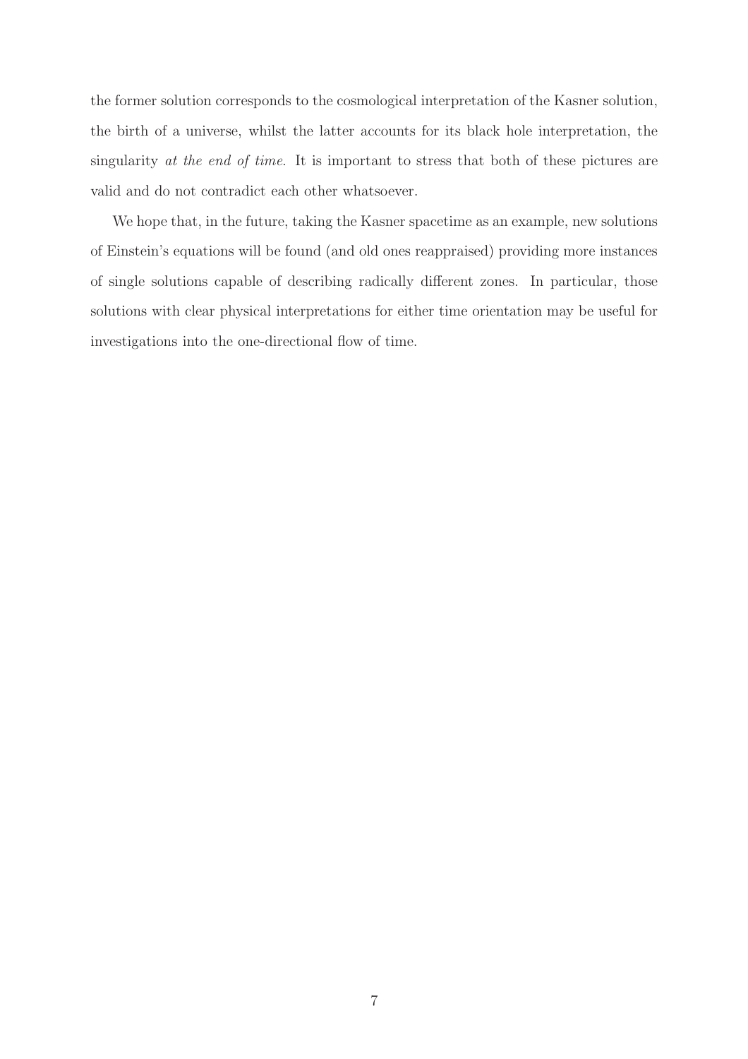the former solution corresponds to the cosmological interpretation of the Kasner solution, the birth of a universe, whilst the latter accounts for its black hole interpretation, the singularity *at the end of time*. It is important to stress that both of these pictures are valid and do not contradict each other whatsoever.

We hope that, in the future, taking the Kasner spacetime as an example, new solutions of Einstein's equations will be found (and old ones reappraised) providing more instances of single solutions capable of describing radically different zones. In particular, those solutions with clear physical interpretations for either time orientation may be useful for investigations into the one-directional flow of time.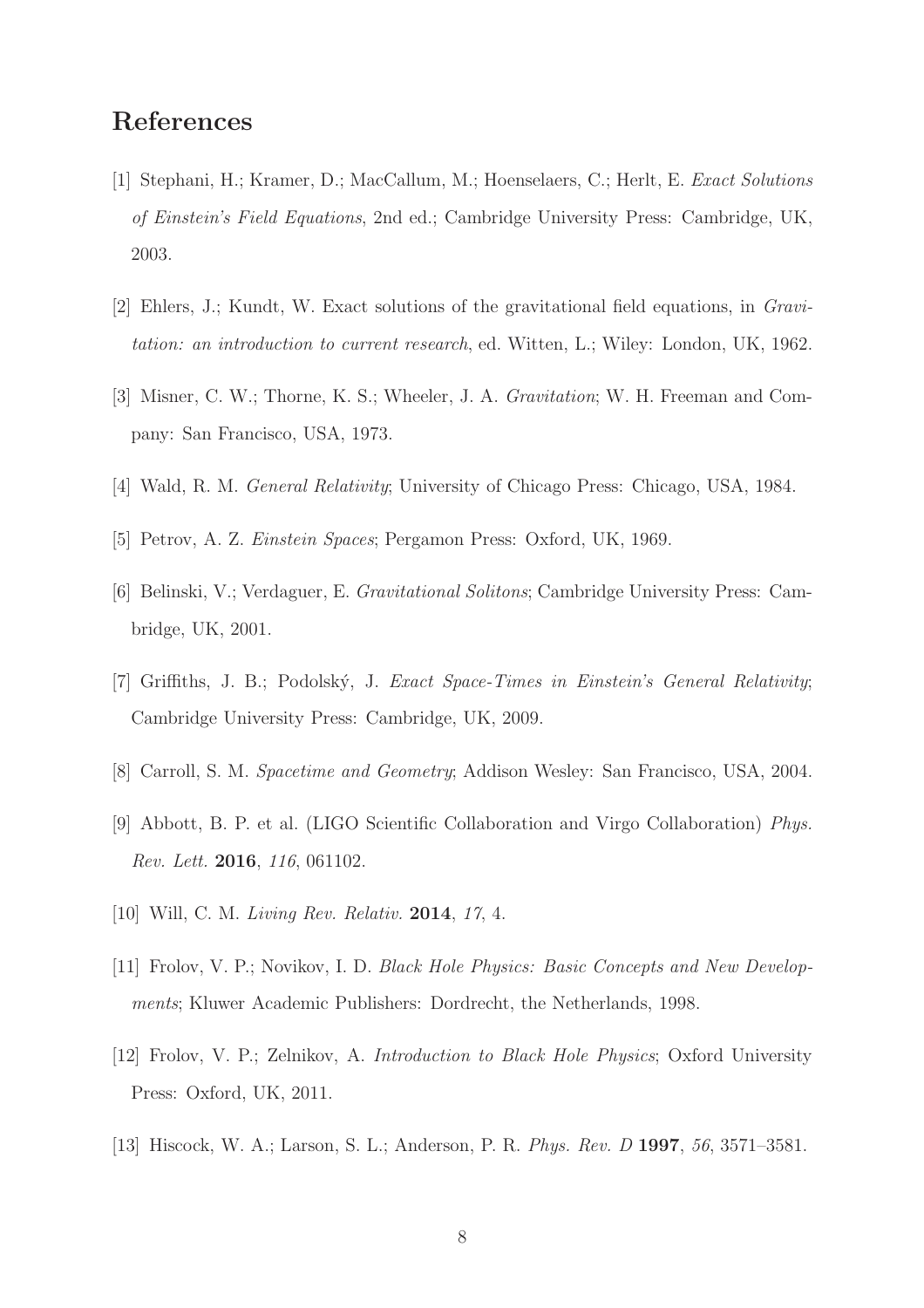## References

[1] Stephani, H.; Kramer, D.; MacCallum, M.; Hoenselaers, C.; Herlt, E. *Exact Solutions of Einstein's Field Equations*, 2nd ed.; Cambridge University Press: Cambridge, UK, 2003.

[2] Ehlers, J.; Kundt, W. Exact solutions of the gravitational field equations, in *Gravitation: an introduction to current research*, ed. Witten, L.; Wiley: London, UK, 1962.

[3] Misner, C. W.; Thorne, K. S.; Wheeler, J. A. *Gravitation*; W. H. Freeman and Company: San Francisco, USA, 1973.

[4] Wald, R. M. *General Relativity*; University of Chicago Press: Chicago, USA, 1984.

[5] Petrov, A. Z. *Einstein Spaces*; Pergamon Press: Oxford, UK, 1969.

[6] Belinski, V.; Verdaguer, E. *Gravitational Solitons*; Cambridge University Press: Cambridge, UK, 2001.

[7] Griffiths, J. B.; Podolský, J. *Exact Space-Times in Einstein's General Relativity*; Cambridge University Press: Cambridge, UK, 2009.

[8] Carroll, S. M. *Spacetime and Geometry*; Addison Wesley: San Francisco, USA, 2004.

[9] Abbott, B. P. et al. (LIGO Scientific Collaboration and Virgo Collaboration) *Phys. Rev. Lett.* **2016**, *116*, 061102.

[10] Will, C. M. *Living Rev. Relativ.* **2014**, *17*, 4.

[11] Frolov, V. P.; Novikov, I. D. *Black Hole Physics: Basic Concepts and New Developments*; Kluwer Academic Publishers: Dordrecht, the Netherlands, 1998.

[12] Frolov, V. P.; Zelnikov, A. *Introduction to Black Hole Physics*; Oxford University Press: Oxford, UK, 2011.

[13] Hiscock, W. A.; Larson, S. L.; Anderson, P. R. *Phys. Rev. D* **1997**, *56*, 3571–3581.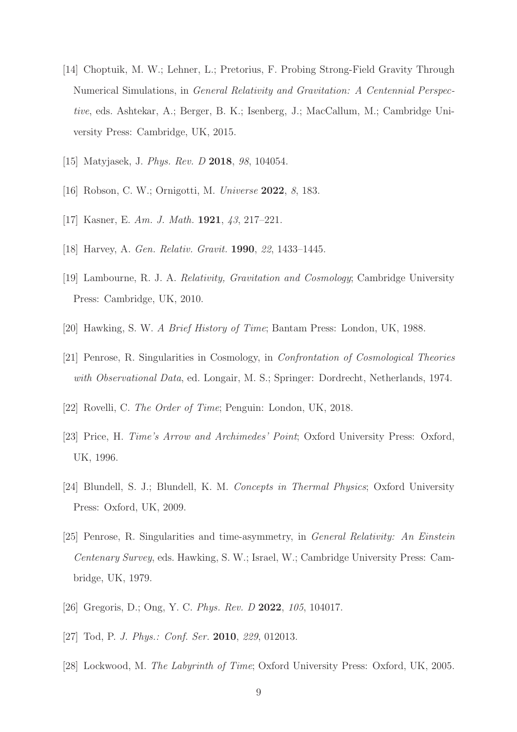[14] Choptuik, M. W.; Lehner, L.; Pretorius, F. Probing Strong-Field Gravity Through Numerical Simulations, in *General Relativity and Gravitation: A Centennial Perspective*, eds. Ashtekar, A.; Berger, B. K.; Isenberg, J.; MacCallum, M.; Cambridge University Press: Cambridge, UK, 2015.

[15] Matyjasek, J. *Phys. Rev. D* **2018**, *98*, 104054.

[16] Robson, C. W.; Ornigotti, M. *Universe* **2022**, *8*, 183.

[17] Kasner, E. *Am. J. Math.* **1921**, *43*, 217–221.

[18] Harvey, A. *Gen. Relativ. Gravit.* **1990**, *22*, 1433–1445.

[19] Lambourne, R. J. A. *Relativity, Gravitation and Cosmology*; Cambridge University Press: Cambridge, UK, 2010.

[20] Hawking, S. W. *A Brief History of Time*; Bantam Press: London, UK, 1988.

[21] Penrose, R. Singularities in Cosmology, in *Confrontation of Cosmological Theories with Observational Data*, ed. Longair, M. S.; Springer: Dordrecht, Netherlands, 1974.

[22] Rovelli, C. *The Order of Time*; Penguin: London, UK, 2018.

[23] Price, H. *Time's Arrow and Archimedes' Point*; Oxford University Press: Oxford, UK, 1996.

[24] Blundell, S. J.; Blundell, K. M. *Concepts in Thermal Physics*; Oxford University Press: Oxford, UK, 2009.

[25] Penrose, R. Singularities and time-asymmetry, in *General Relativity: An Einstein Centenary Survey*, eds. Hawking, S. W.; Israel, W.; Cambridge University Press: Cambridge, UK, 1979.

[26] Gregoris, D.; Ong, Y. C. *Phys. Rev. D* **2022**, *105*, 104017.

[27] Tod, P. *J. Phys.: Conf. Ser.* **2010**, *229*, 012013.

[28] Lockwood, M. *The Labyrinth of Time*; Oxford University Press: Oxford, UK, 2005.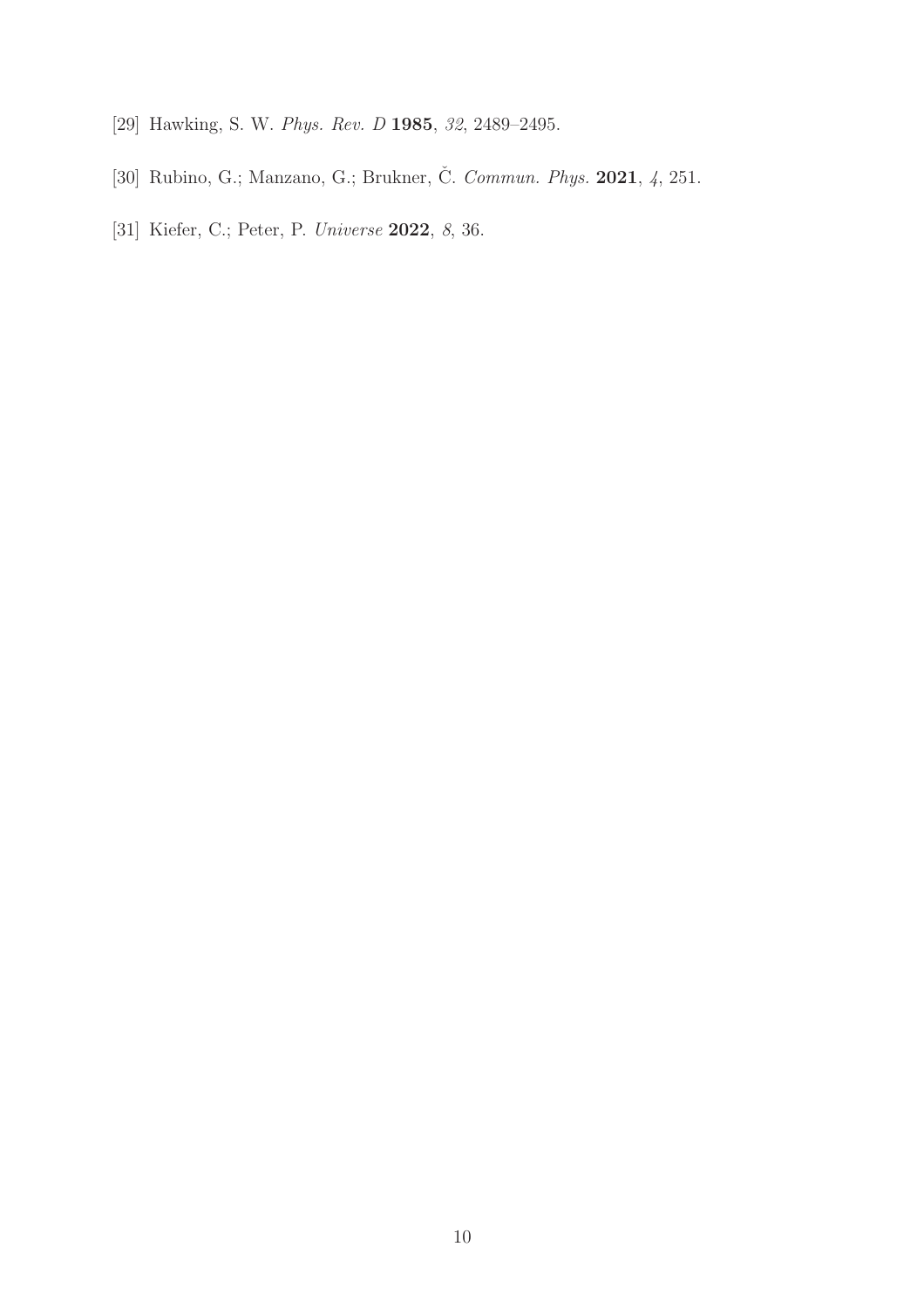[29] Hawking, S. W. *Phys. Rev. D* **1985**, *32*, 2489–2495.

[30] Rubino, G.; Manzano, G.; Brukner, Č. *Commun. Phys.* **2021**, *4*, 251.

[31] Kiefer, C.; Peter, P. *Universe* **2022**, *8*, 36.